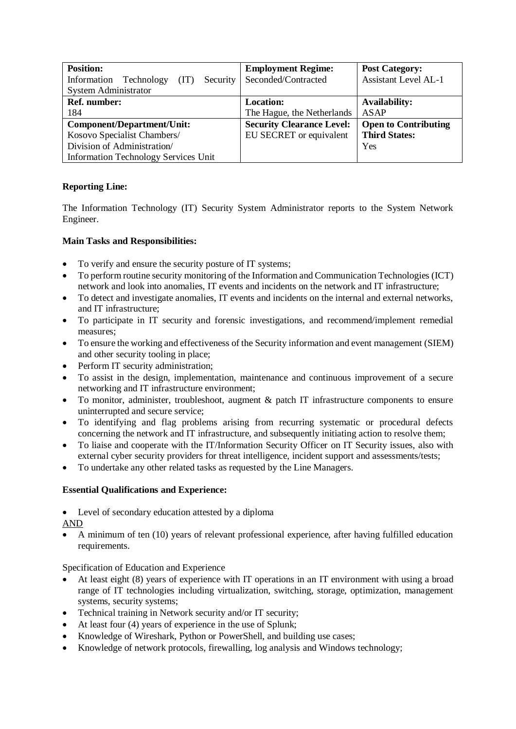| **Position:** Information Technology (IT) Security System Administrator | **Employment Regime:** Seconded/Contracted | **Post Category:** Assistant Level AL-1 |
| --- | --- | --- |
| **Ref. number:** 184 | **Location:** The Hague, the Netherlands | **Availability:** ASAP |
| **Component/Department/Unit:** Kosovo Specialist Chambers/ Division of Administration/ Information Technology Services Unit | **Security Clearance Level:** EU SECRET or equivalent | **Open to Contributing Third States:** Yes |

**Reporting Line:**

The Information Technology (IT) Security System Administrator reports to the System Network Engineer.

**Main Tasks and Responsibilities:**

- To verify and ensure the security posture of IT systems;
- To perform routine security monitoring of the Information and Communication Technologies (ICT) network and look into anomalies, IT events and incidents on the network and IT infrastructure;
- To detect and investigate anomalies, IT events and incidents on the internal and external networks, and IT infrastructure;
- To participate in IT security and forensic investigations, and recommend/implement remedial measures;
- To ensure the working and effectiveness of the Security information and event management (SIEM) and other security tooling in place;
- Perform IT security administration;
- To assist in the design, implementation, maintenance and continuous improvement of a secure networking and IT infrastructure environment;
- To monitor, administer, troubleshoot, augment & patch IT infrastructure components to ensure uninterrupted and secure service;
- To identifying and flag problems arising from recurring systematic or procedural defects concerning the network and IT infrastructure, and subsequently initiating action to resolve them;
- To liaise and cooperate with the IT/Information Security Officer on IT Security issues, also with external cyber security providers for threat intelligence, incident support and assessments/tests;
- To undertake any other related tasks as requested by the Line Managers.

**Essential Qualifications and Experience:**

- Level of secondary education attested by a diploma

AND

- A minimum of ten (10) years of relevant professional experience, after having fulfilled education requirements.

Specification of Education and Experience

- At least eight (8) years of experience with IT operations in an IT environment with using a broad range of IT technologies including virtualization, switching, storage, optimization, management systems, security systems;
- Technical training in Network security and/or IT security;
- At least four (4) years of experience in the use of Splunk;
- Knowledge of Wireshark, Python or PowerShell, and building use cases;
- Knowledge of network protocols, firewalling, log analysis and Windows technology;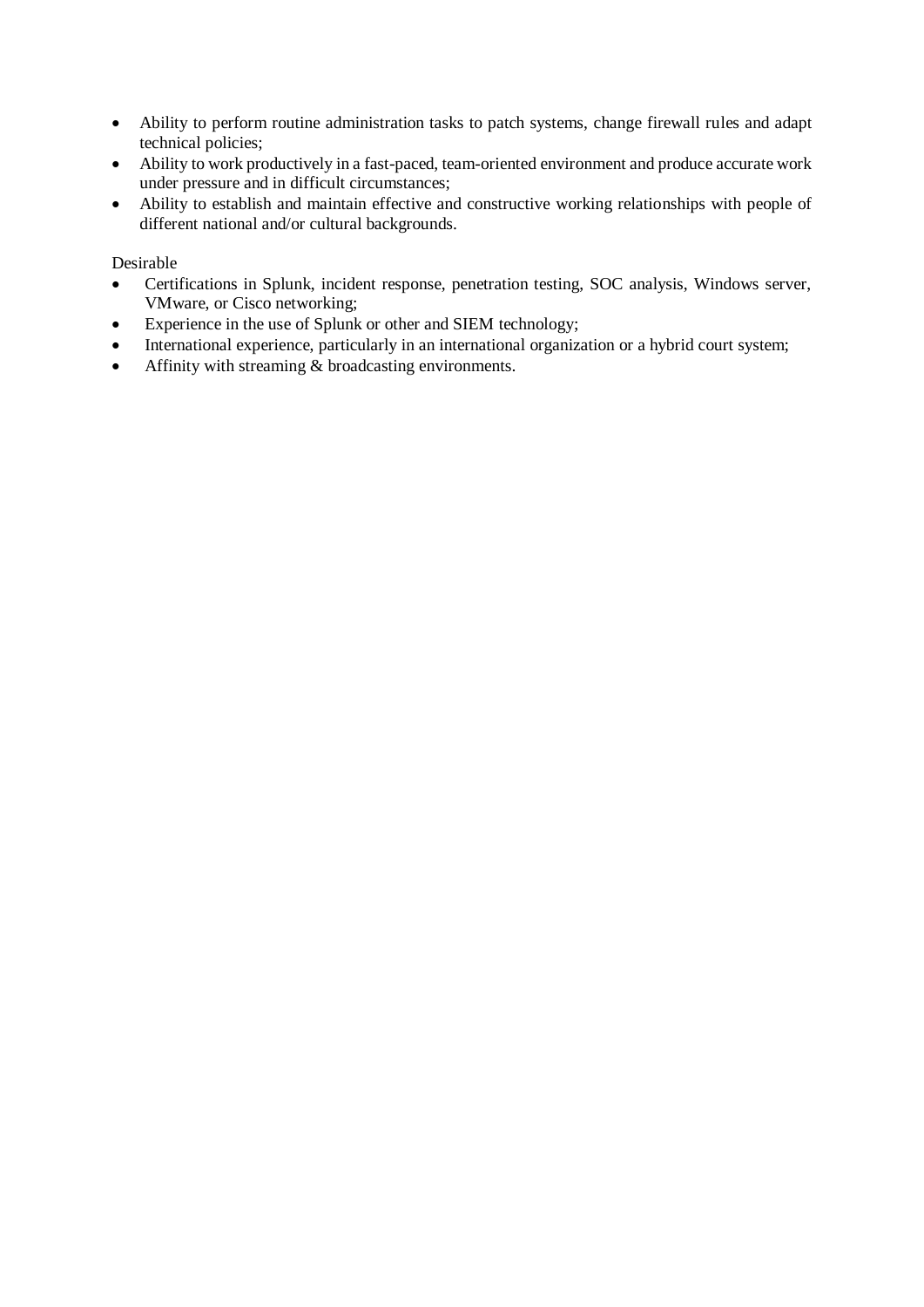- Ability to perform routine administration tasks to patch systems, change firewall rules and adapt technical policies;
- Ability to work productively in a fast-paced, team-oriented environment and produce accurate work under pressure and in difficult circumstances;
- Ability to establish and maintain effective and constructive working relationships with people of different national and/or cultural backgrounds.

Desirable

- Certifications in Splunk, incident response, penetration testing, SOC analysis, Windows server, VMware, or Cisco networking;
- Experience in the use of Splunk or other and SIEM technology;
- International experience, particularly in an international organization or a hybrid court system;
- Affinity with streaming & broadcasting environments.